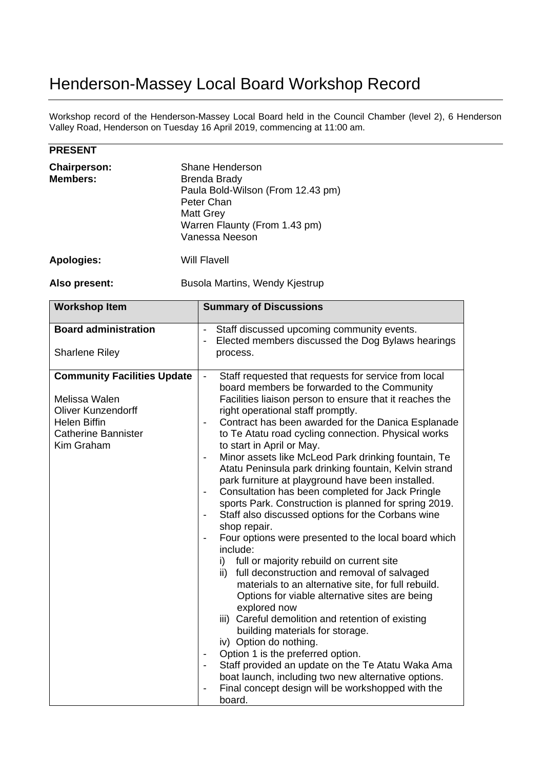# Henderson-Massey Local Board Workshop Record

Workshop record of the Henderson-Massey Local Board held in the Council Chamber (level 2), 6 Henderson Valley Road, Henderson on Tuesday 16 April 2019, commencing at 11:00 am.

**PRESENT**

| | |
|---|---|
| **Chairperson:** | Shane Henderson |
| **Members:** | Brenda Brady<br>Paula Bold-Wilson (From 12.43 pm)<br>Peter Chan<br>Matt Grey<br>Warren Flaunty (From 1.43 pm)<br>Vanessa Neeson |
| **Apologies:** | Will Flavell |
| **Also present:** | Busola Martins, Wendy Kjestrup |

| Workshop Item | Summary of Discussions |
|---|---|
| **Board administration**<br><br>Sharlene Riley | - Staff discussed upcoming community events.<br>- Elected members discussed the Dog Bylaws hearings process. |
| **Community Facilities Update**<br><br>Melissa Walen<br>Oliver Kunzendorff<br>Helen Biffin<br>Catherine Bannister<br>Kim Graham | - Staff requested that requests for service from local board members be forwarded to the Community Facilities liaison person to ensure that it reaches the right operational staff promptly.<br>- Contract has been awarded for the Danica Esplanade to Te Atatu road cycling connection. Physical works to start in April or May.<br>- Minor assets like McLeod Park drinking fountain, Te Atatu Peninsula park drinking fountain, Kelvin strand park furniture at playground have been installed.<br>- Consultation has been completed for Jack Pringle sports Park. Construction is planned for spring 2019.<br>- Staff also discussed options for the Corbans wine shop repair.<br>- Four options were presented to the local board which include:<br>i) full or majority rebuild on current site<br>ii) full deconstruction and removal of salvaged materials to an alternative site, for full rebuild. Options for viable alternative sites are being explored now<br>iii) Careful demolition and retention of existing building materials for storage.<br>iv) Option do nothing.<br>- Option 1 is the preferred option.<br>- Staff provided an update on the Te Atatu Waka Ama boat launch, including two new alternative options.<br>- Final concept design will be workshopped with the board. |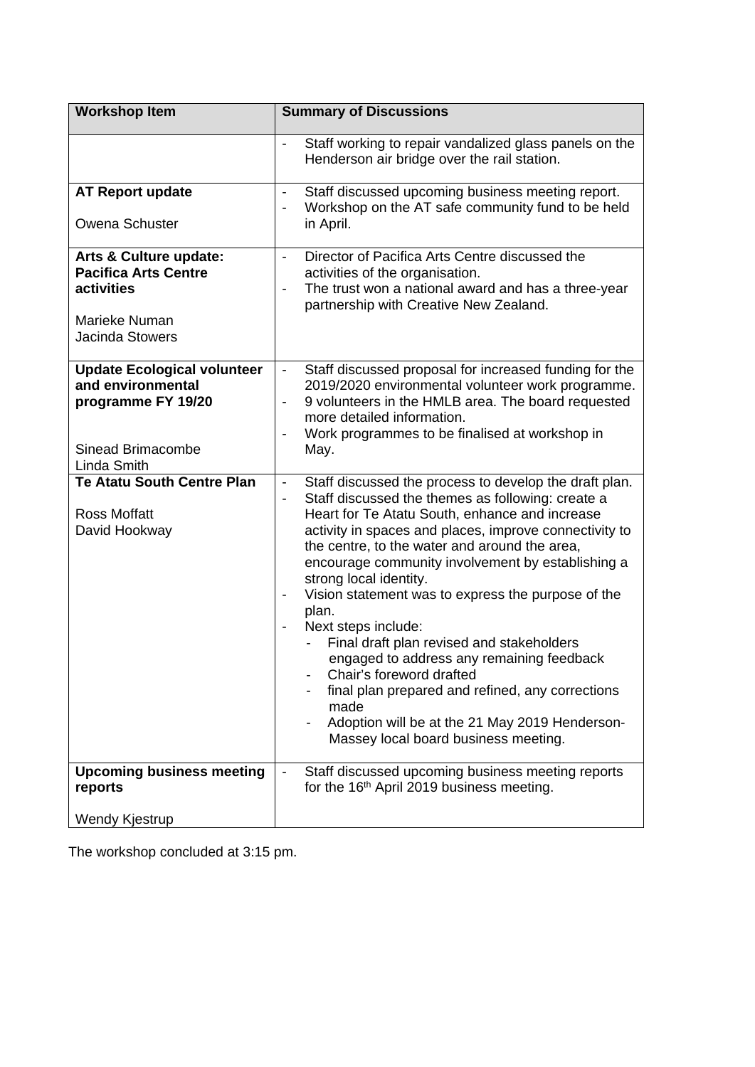| Workshop Item | Summary of Discussions |
|---|---|
| | - Staff working to repair vandalized glass panels on the Henderson air bridge over the rail station. |
| **AT Report update**<br><br>Owena Schuster | - Staff discussed upcoming business meeting report.<br>- Workshop on the AT safe community fund to be held in April. |
| **Arts & Culture update: Pacifica Arts Centre activities**<br><br>Marieke Numan<br>Jacinda Stowers | - Director of Pacifica Arts Centre discussed the activities of the organisation.<br>- The trust won a national award and has a three-year partnership with Creative New Zealand. |
| **Update Ecological volunteer and environmental programme FY 19/20**<br><br>Sinead Brimacombe<br>Linda Smith | - Staff discussed proposal for increased funding for the 2019/2020 environmental volunteer work programme.<br>- 9 volunteers in the HMLB area. The board requested more detailed information.<br>- Work programmes to be finalised at workshop in May. |
| **Te Atatu South Centre Plan**<br><br>Ross Moffatt<br>David Hookway | - Staff discussed the process to develop the draft plan.<br>- Staff discussed the themes as following: create a Heart for Te Atatu South, enhance and increase activity in spaces and places, improve connectivity to the centre, to the water and around the area, encourage community involvement by establishing a strong local identity.<br>- Vision statement was to express the purpose of the plan.<br>- Next steps include:<br>&nbsp;&nbsp;- Final draft plan revised and stakeholders engaged to address any remaining feedback<br>&nbsp;&nbsp;- Chair's foreword drafted<br>&nbsp;&nbsp;- final plan prepared and refined, any corrections made<br>&nbsp;&nbsp;- Adoption will be at the 21 May 2019 Henderson-Massey local board business meeting. |
| **Upcoming business meeting reports**<br><br>Wendy Kjestrup | - Staff discussed upcoming business meeting reports for the 16th April 2019 business meeting. |

The workshop concluded at 3:15 pm.